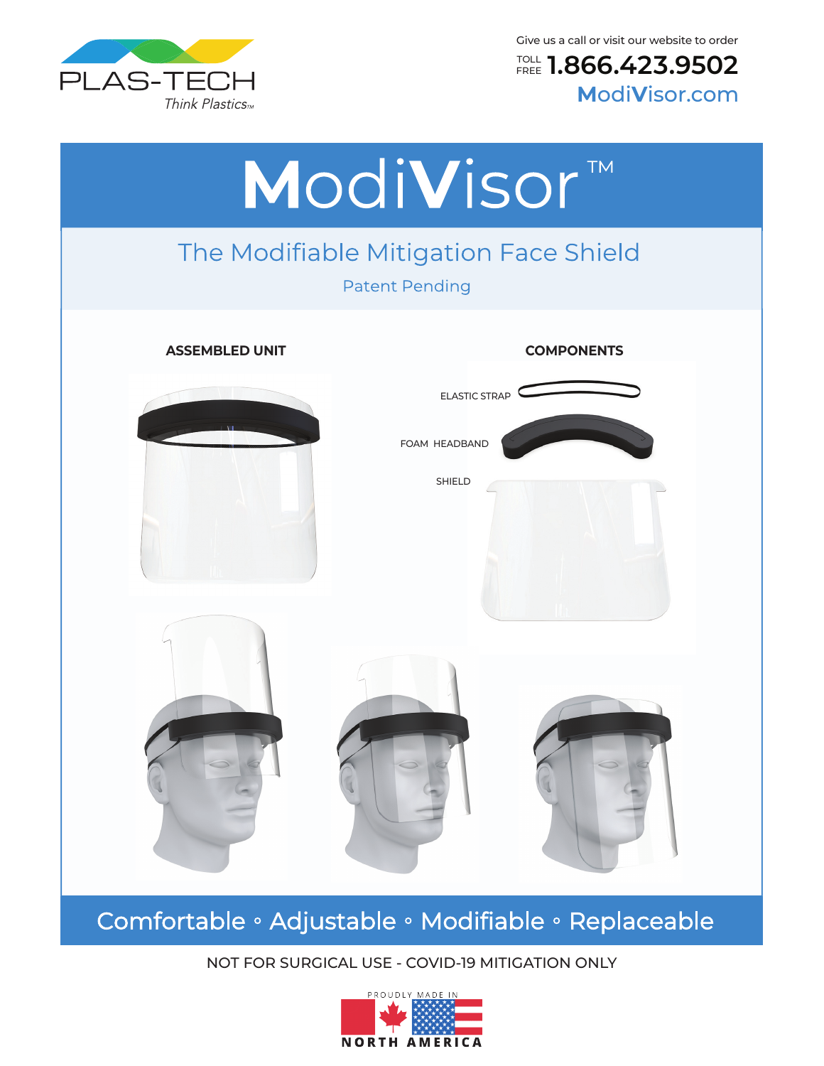PLAS-TECH

*Think Plastics™*

Give us a call or visit our website to order

TOLL FREE **1.866.423.9502**

ModiVisor.com

# ModiVisor™

## The Modifiable Mitigation Face Shield

Patent Pending

**ASSEMBLED UNIT**

**COMPONENTS**

ELASTIC STRAP

FOAM HEADBAND

SHIELD

## Comfortable ◦ Adjustable ◦ Modifiable ◦ Replaceable

NOT FOR SURGICAL USE - COVID-19 MITIGATION ONLY

PROUDLY MADE IN NORTH AMERICA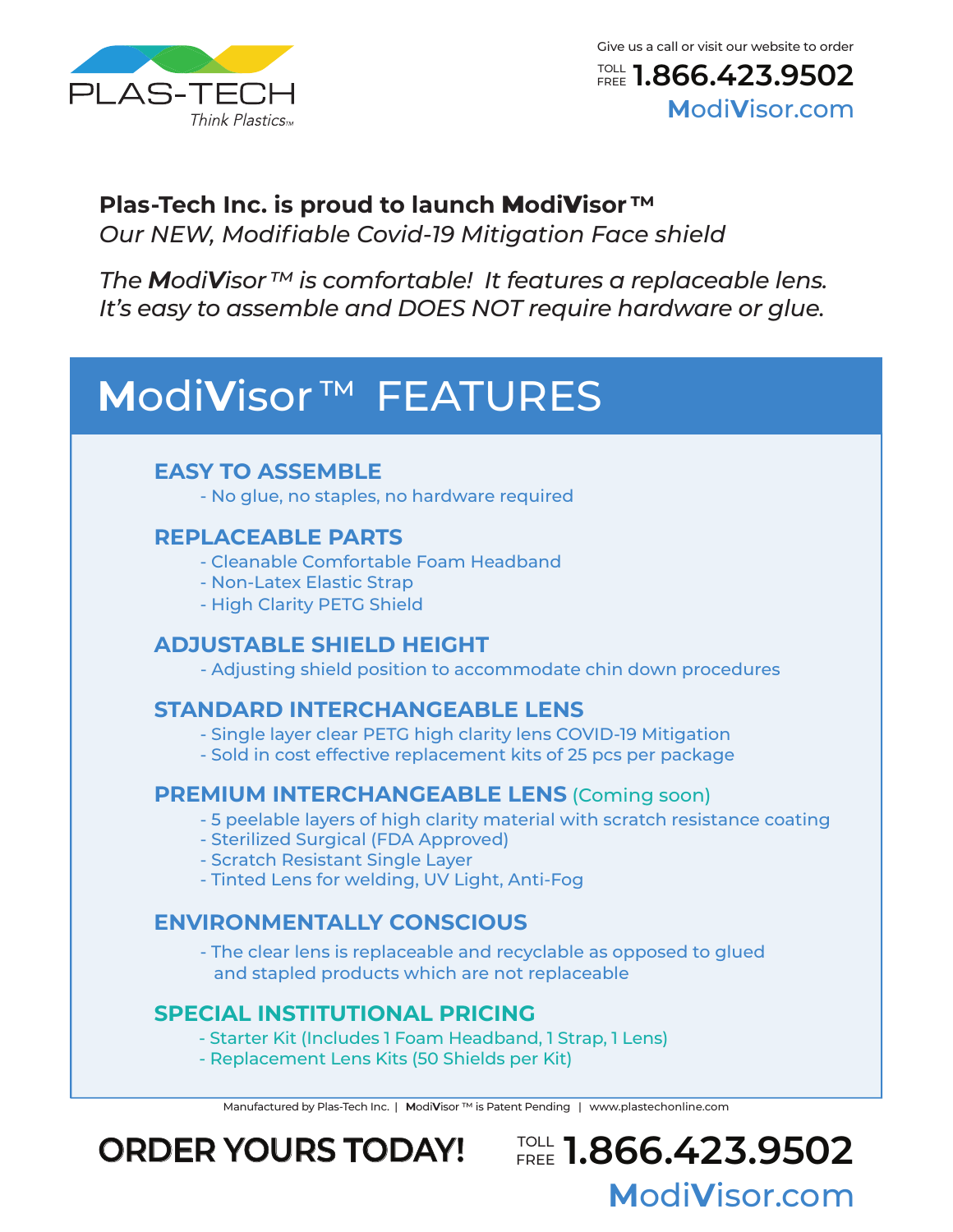PLAS-TECH

*Think Plastics™*

Give us a call or visit our website to order

TOLL FREE **1.866.423.9502**

**ModiVisor.com**

**Plas-Tech Inc. is proud to launch ModiVisor ™**

*Our NEW, Modifiable Covid-19 Mitigation Face shield*

*The **ModiVisor** ™ is comfortable! It features a replaceable lens. It's easy to assemble and DOES NOT require hardware or glue.*

# ModiVisor ™ FEATURES

## EASY TO ASSEMBLE

- No glue, no staples, no hardware required

## REPLACEABLE PARTS

- Cleanable Comfortable Foam Headband
- Non-Latex Elastic Strap
- High Clarity PETG Shield

## ADJUSTABLE SHIELD HEIGHT

- Adjusting shield position to accommodate chin down procedures

## STANDARD INTERCHANGEABLE LENS

- Single layer clear PETG high clarity lens COVID-19 Mitigation
- Sold in cost effective replacement kits of 25 pcs per package

## PREMIUM INTERCHANGEABLE LENS (Coming soon)

- 5 peelable layers of high clarity material with scratch resistance coating
- Sterilized Surgical (FDA Approved)
- Scratch Resistant Single Layer
- Tinted Lens for welding, UV Light, Anti-Fog

## ENVIRONMENTALLY CONSCIOUS

- The clear lens is replaceable and recyclable as opposed to glued and stapled products which are not replaceable

## SPECIAL INSTITUTIONAL PRICING

- Starter Kit (Includes 1 Foam Headband, 1 Strap, 1 Lens)
- Replacement Lens Kits (50 Shields per Kit)

Manufactured by Plas-Tech Inc. | ModiVisor ™ is Patent Pending | www.plastechonline.com

**ORDER YOURS TODAY!** TOLL FREE **1.866.423.9502**

**ModiVisor.com**